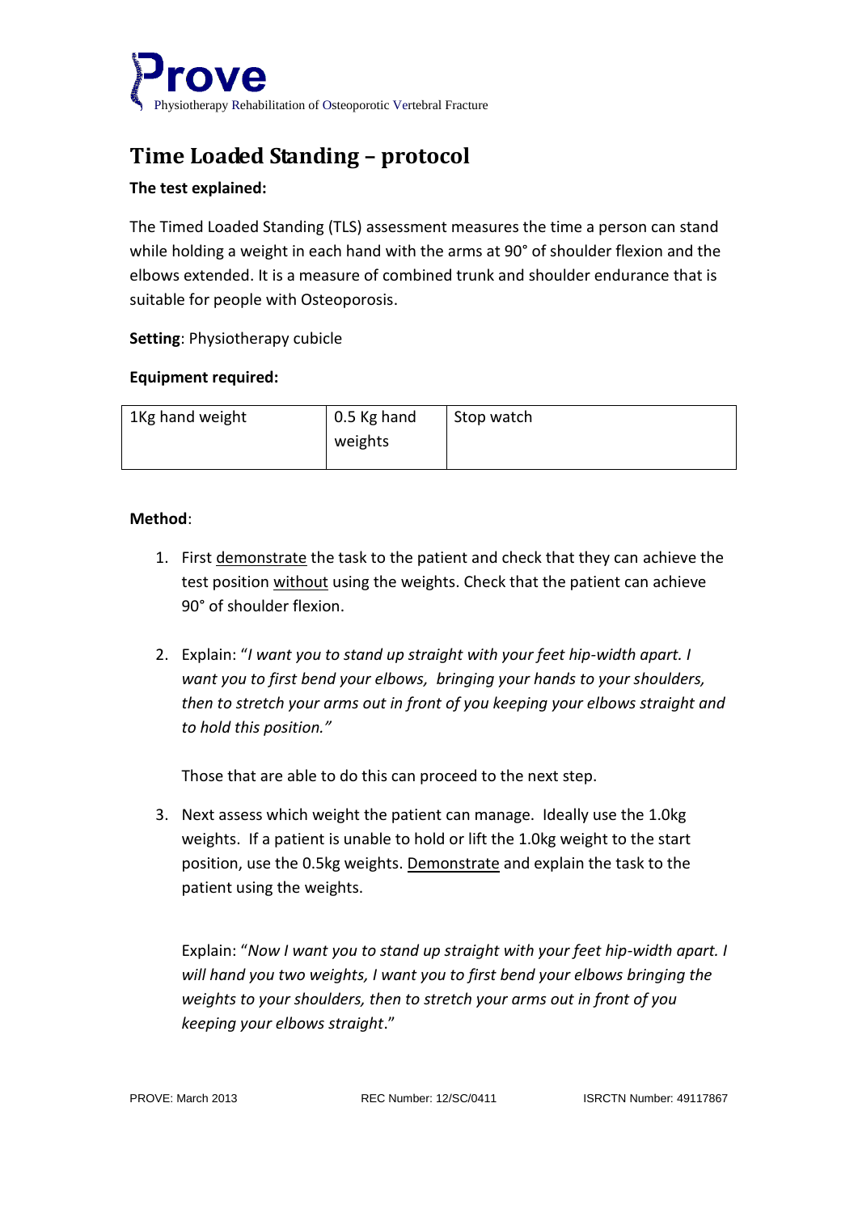Prove

Physiotherapy Rehabilitation of Osteoporotic Vertebral Fracture

# Time Loaded Standing – protocol

**The test explained:**

The Timed Loaded Standing (TLS) assessment measures the time a person can stand while holding a weight in each hand with the arms at 90° of shoulder flexion and the elbows extended. It is a measure of combined trunk and shoulder endurance that is suitable for people with Osteoporosis.

**Setting**: Physiotherapy cubicle

**Equipment required:**

| 1Kg hand weight | 0.5 Kg hand weights | Stop watch |
|---|---|---|

**Method**:

1. First demonstrate the task to the patient and check that they can achieve the test position without using the weights. Check that the patient can achieve 90° of shoulder flexion.

2. Explain: "*I want you to stand up straight with your feet hip-width apart. I want you to first bend your elbows, bringing your hands to your shoulders, then to stretch your arms out in front of you keeping your elbows straight and to hold this position.*"

   Those that are able to do this can proceed to the next step.

3. Next assess which weight the patient can manage. Ideally use the 1.0kg weights. If a patient is unable to hold or lift the 1.0kg weight to the start position, use the 0.5kg weights. Demonstrate and explain the task to the patient using the weights.

   Explain: "*Now I want you to stand up straight with your feet hip-width apart. I will hand you two weights, I want you to first bend your elbows bringing the weights to your shoulders, then to stretch your arms out in front of you keeping your elbows straight*."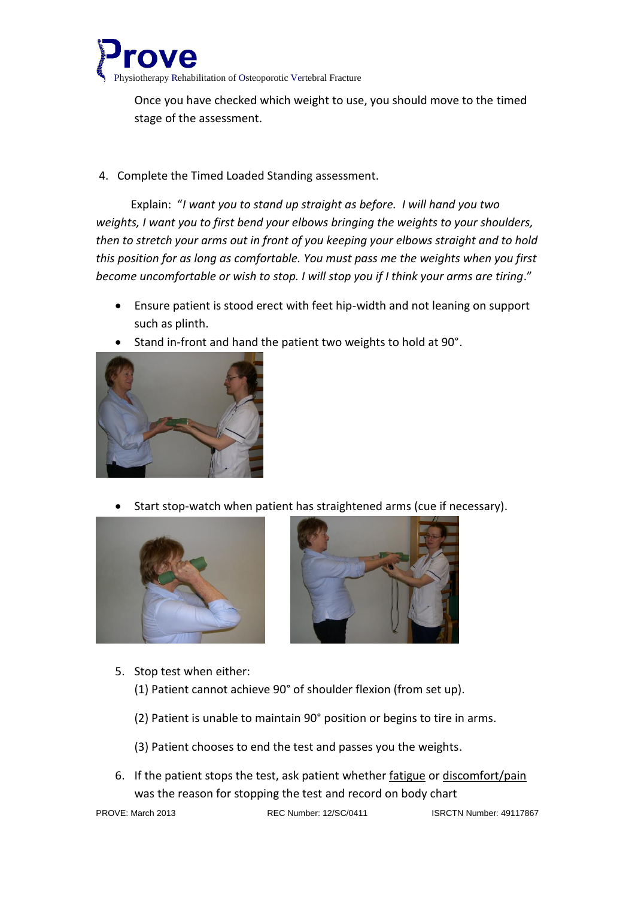Once you have checked which weight to use, you should move to the timed stage of the assessment.

4. Complete the Timed Loaded Standing assessment.

Explain: "*I want you to stand up straight as before. I will hand you two weights, I want you to first bend your elbows bringing the weights to your shoulders, then to stretch your arms out in front of you keeping your elbows straight and to hold this position for as long as comfortable. You must pass me the weights when you first become uncomfortable or wish to stop. I will stop you if I think your arms are tiring*."

- Ensure patient is stood erect with feet hip-width and not leaning on support such as plinth.
- Stand in-front and hand the patient two weights to hold at 90°.

- Start stop-watch when patient has straightened arms (cue if necessary).

5. Stop test when either:
   (1) Patient cannot achieve 90° of shoulder flexion (from set up).

   (2) Patient is unable to maintain 90° position or begins to tire in arms.

   (3) Patient chooses to end the test and passes you the weights.

6. If the patient stops the test, ask patient whether fatigue or discomfort/pain was the reason for stopping the test and record on body chart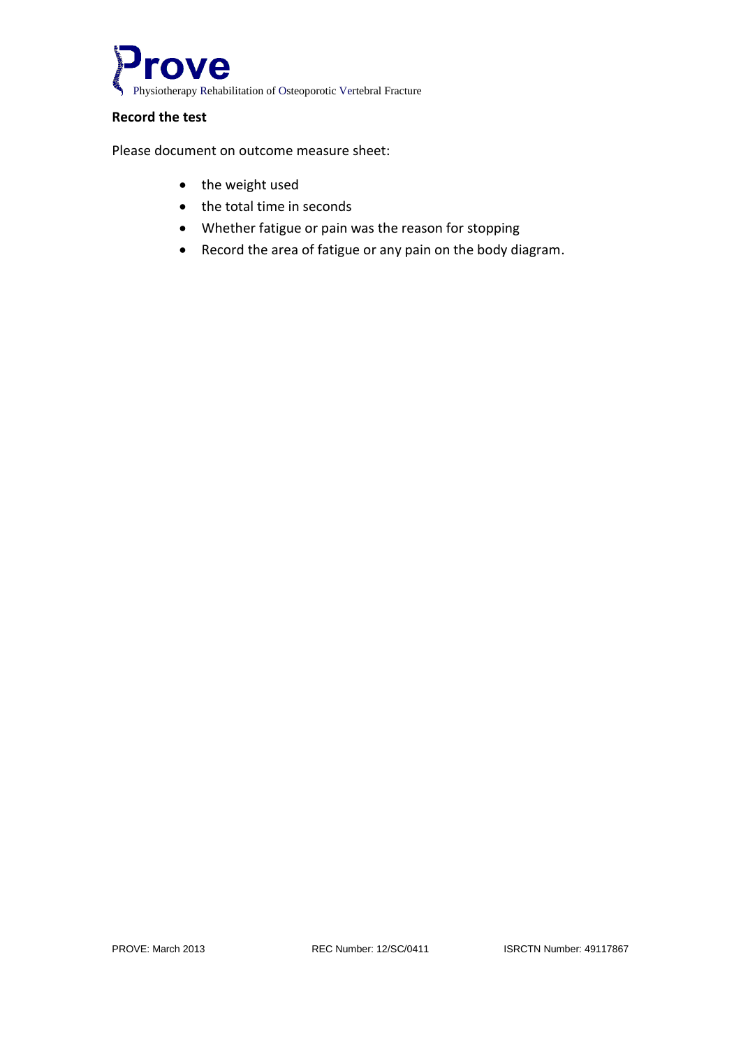**Record the test**

Please document on outcome measure sheet:

- the weight used
- the total time in seconds
- Whether fatigue or pain was the reason for stopping
- Record the area of fatigue or any pain on the body diagram.